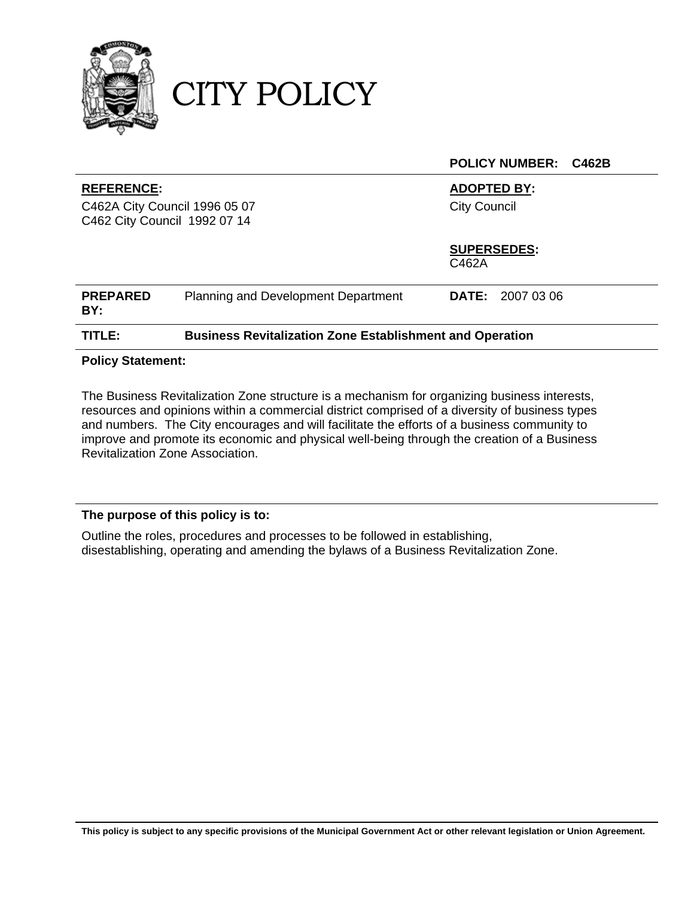# CITY POLICY

**POLICY NUMBER: C462B**

| | | | |
|---|---|---|---|
| **REFERENCE:** C462A City Council 1996 05 07; C462 City Council 1992 07 14 | | **ADOPTED BY:** City Council | |
| | | **SUPERSEDES:** C462A | |
| **PREPARED BY:** | Planning and Development Department | **DATE:** | 2007 03 06 |
| **TITLE:** | **Business Revitalization Zone Establishment and Operation** | | |

**Policy Statement:**

The Business Revitalization Zone structure is a mechanism for organizing business interests, resources and opinions within a commercial district comprised of a diversity of business types and numbers. The City encourages and will facilitate the efforts of a business community to improve and promote its economic and physical well-being through the creation of a Business Revitalization Zone Association.

**The purpose of this policy is to:**

Outline the roles, procedures and processes to be followed in establishing, disestablishing, operating and amending the bylaws of a Business Revitalization Zone.

**This policy is subject to any specific provisions of the Municipal Government Act or other relevant legislation or Union Agreement.**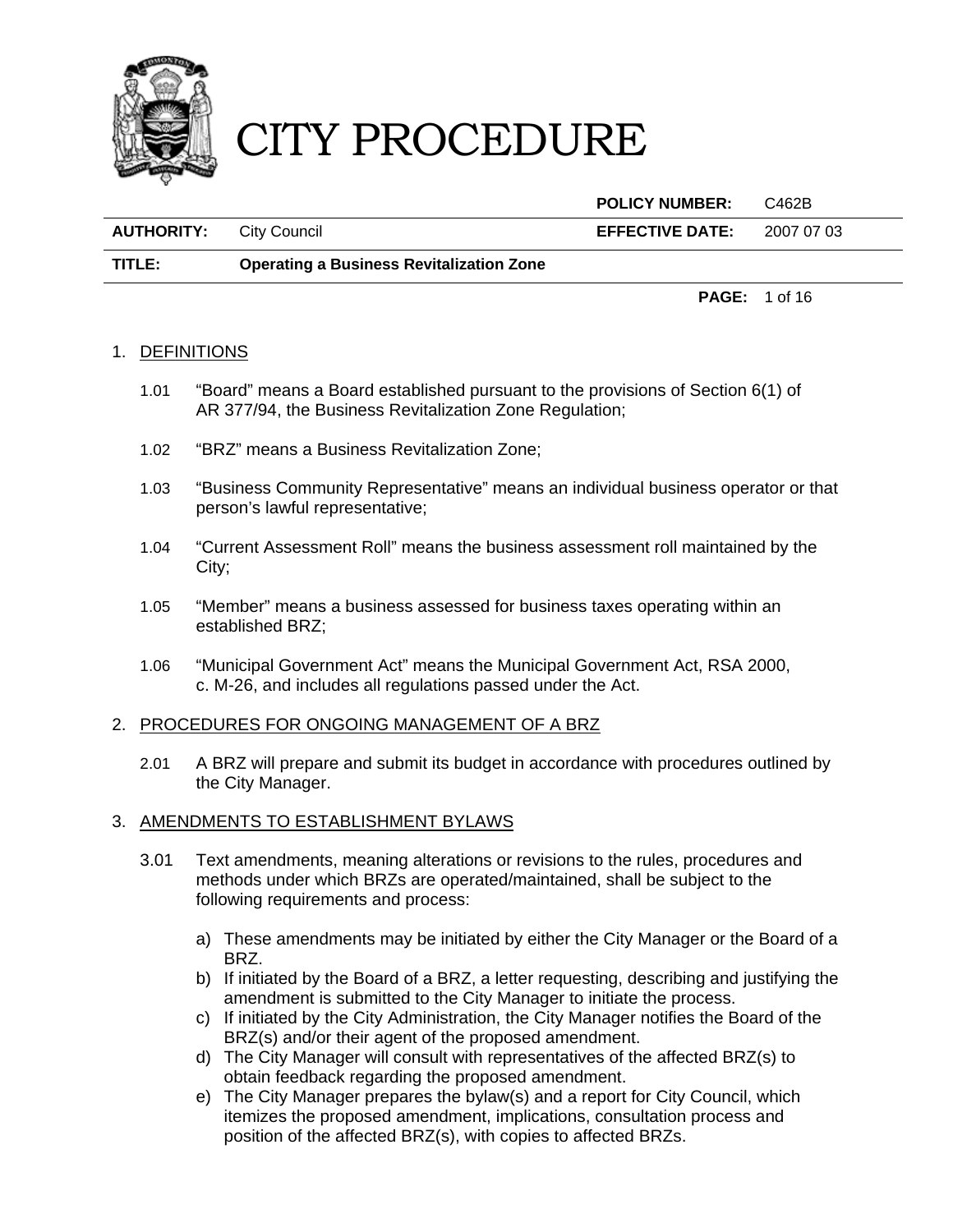# CITY PROCEDURE

| | | | |
|---|---|---|---|
| | | **POLICY NUMBER:** | C462B |
| **AUTHORITY:** | City Council | **EFFECTIVE DATE:** | 2007 07 03 |
| **TITLE:** | **Operating a Business Revitalization Zone** | | |

## 1. DEFINITIONS

1.01 "Board" means a Board established pursuant to the provisions of Section 6(1) of AR 377/94, the Business Revitalization Zone Regulation;

1.02 "BRZ" means a Business Revitalization Zone;

1.03 "Business Community Representative" means an individual business operator or that person's lawful representative;

1.04 "Current Assessment Roll" means the business assessment roll maintained by the City;

1.05 "Member" means a business assessed for business taxes operating within an established BRZ;

1.06 "Municipal Government Act" means the Municipal Government Act, RSA 2000, c. M-26, and includes all regulations passed under the Act.

## 2. PROCEDURES FOR ONGOING MANAGEMENT OF A BRZ

2.01 A BRZ will prepare and submit its budget in accordance with procedures outlined by the City Manager.

## 3. AMENDMENTS TO ESTABLISHMENT BYLAWS

3.01 Text amendments, meaning alterations or revisions to the rules, procedures and methods under which BRZs are operated/maintained, shall be subject to the following requirements and process:

a) These amendments may be initiated by either the City Manager or the Board of a BRZ.
b) If initiated by the Board of a BRZ, a letter requesting, describing and justifying the amendment is submitted to the City Manager to initiate the process.
c) If initiated by the City Administration, the City Manager notifies the Board of the BRZ(s) and/or their agent of the proposed amendment.
d) The City Manager will consult with representatives of the affected BRZ(s) to obtain feedback regarding the proposed amendment.
e) The City Manager prepares the bylaw(s) and a report for City Council, which itemizes the proposed amendment, implications, consultation process and position of the affected BRZ(s), with copies to affected BRZs.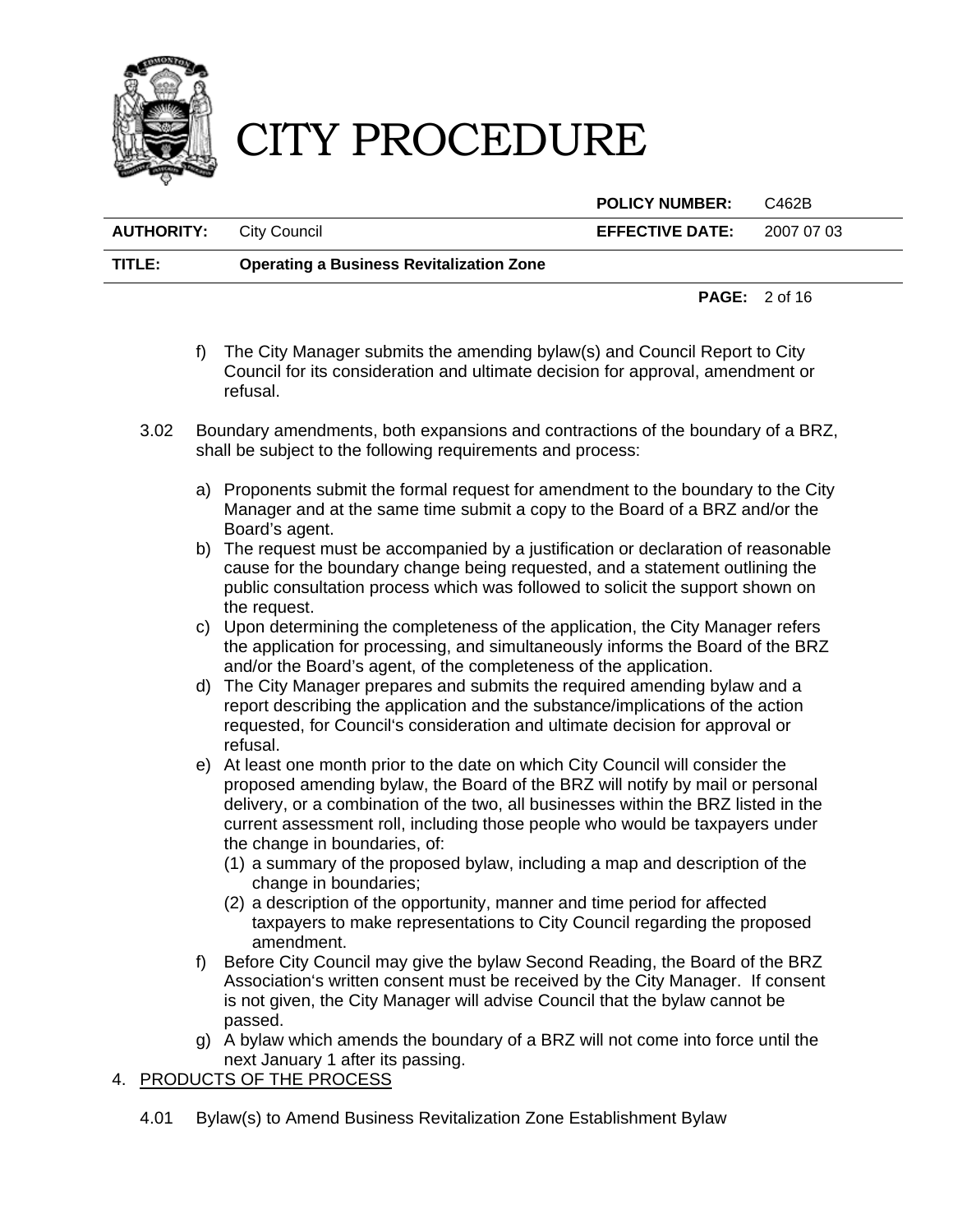f) The City Manager submits the amending bylaw(s) and Council Report to City Council for its consideration and ultimate decision for approval, amendment or refusal.

3.02 Boundary amendments, both expansions and contractions of the boundary of a BRZ, shall be subject to the following requirements and process:

a) Proponents submit the formal request for amendment to the boundary to the City Manager and at the same time submit a copy to the Board of a BRZ and/or the Board's agent.

b) The request must be accompanied by a justification or declaration of reasonable cause for the boundary change being requested, and a statement outlining the public consultation process which was followed to solicit the support shown on the request.

c) Upon determining the completeness of the application, the City Manager refers the application for processing, and simultaneously informs the Board of the BRZ and/or the Board's agent, of the completeness of the application.

d) The City Manager prepares and submits the required amending bylaw and a report describing the application and the substance/implications of the action requested, for Council's consideration and ultimate decision for approval or refusal.

e) At least one month prior to the date on which City Council will consider the proposed amending bylaw, the Board of the BRZ will notify by mail or personal delivery, or a combination of the two, all businesses within the BRZ listed in the current assessment roll, including those people who would be taxpayers under the change in boundaries, of:

   (1) a summary of the proposed bylaw, including a map and description of the change in boundaries;

   (2) a description of the opportunity, manner and time period for affected taxpayers to make representations to City Council regarding the proposed amendment.

f) Before City Council may give the bylaw Second Reading, the Board of the BRZ Association's written consent must be received by the City Manager. If consent is not given, the City Manager will advise Council that the bylaw cannot be passed.

g) A bylaw which amends the boundary of a BRZ will not come into force until the next January 1 after its passing.

4. PRODUCTS OF THE PROCESS

4.01 Bylaw(s) to Amend Business Revitalization Zone Establishment Bylaw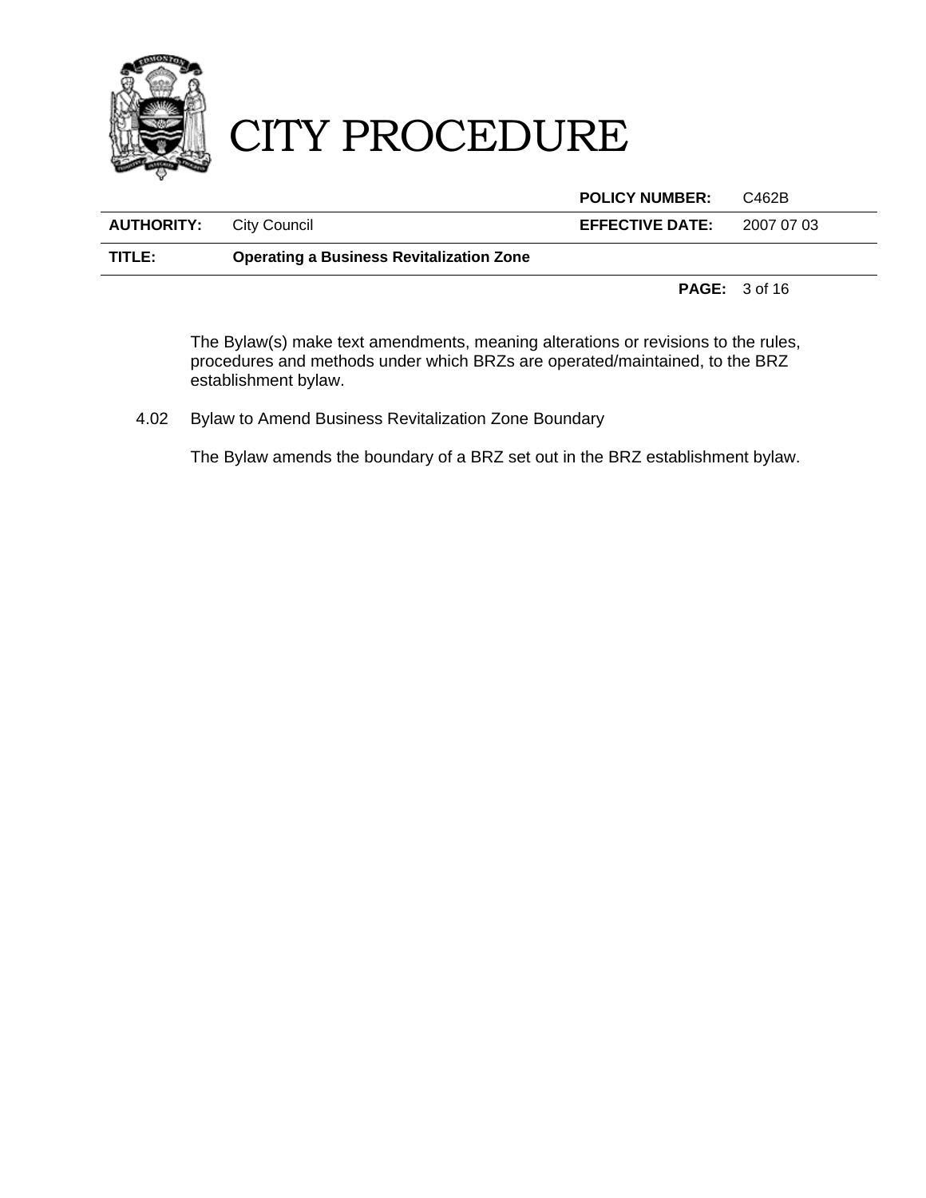The Bylaw(s) make text amendments, meaning alterations or revisions to the rules, procedures and methods under which BRZs are operated/maintained, to the BRZ establishment bylaw.

4.02 Bylaw to Amend Business Revitalization Zone Boundary

The Bylaw amends the boundary of a BRZ set out in the BRZ establishment bylaw.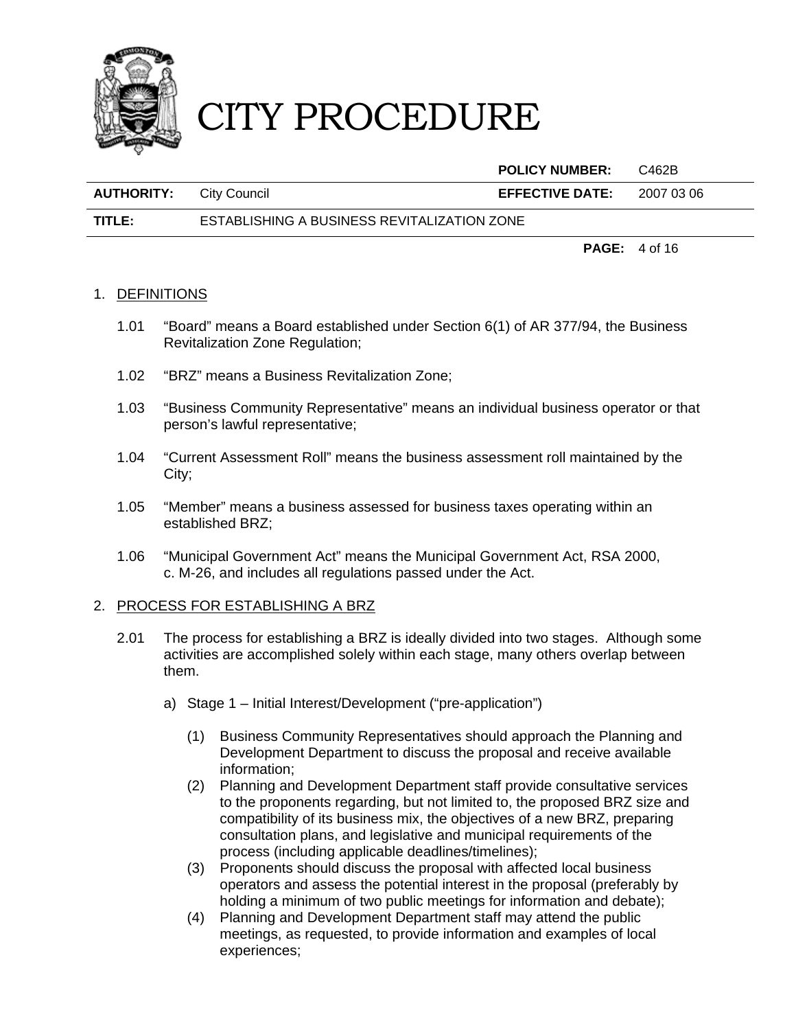1. DEFINITIONS

   1.01 "Board" means a Board established under Section 6(1) of AR 377/94, the Business Revitalization Zone Regulation;

   1.02 "BRZ" means a Business Revitalization Zone;

   1.03 "Business Community Representative" means an individual business operator or that person's lawful representative;

   1.04 "Current Assessment Roll" means the business assessment roll maintained by the City;

   1.05 "Member" means a business assessed for business taxes operating within an established BRZ;

   1.06 "Municipal Government Act" means the Municipal Government Act, RSA 2000, c. M-26, and includes all regulations passed under the Act.

2. PROCESS FOR ESTABLISHING A BRZ

   2.01 The process for establishing a BRZ is ideally divided into two stages. Although some activities are accomplished solely within each stage, many others overlap between them.

   a) Stage 1 – Initial Interest/Development ("pre-application")

      (1) Business Community Representatives should approach the Planning and Development Department to discuss the proposal and receive available information;
      (2) Planning and Development Department staff provide consultative services to the proponents regarding, but not limited to, the proposed BRZ size and compatibility of its business mix, the objectives of a new BRZ, preparing consultation plans, and legislative and municipal requirements of the process (including applicable deadlines/timelines);
      (3) Proponents should discuss the proposal with affected local business operators and assess the potential interest in the proposal (preferably by holding a minimum of two public meetings for information and debate);
      (4) Planning and Development Department staff may attend the public meetings, as requested, to provide information and examples of local experiences;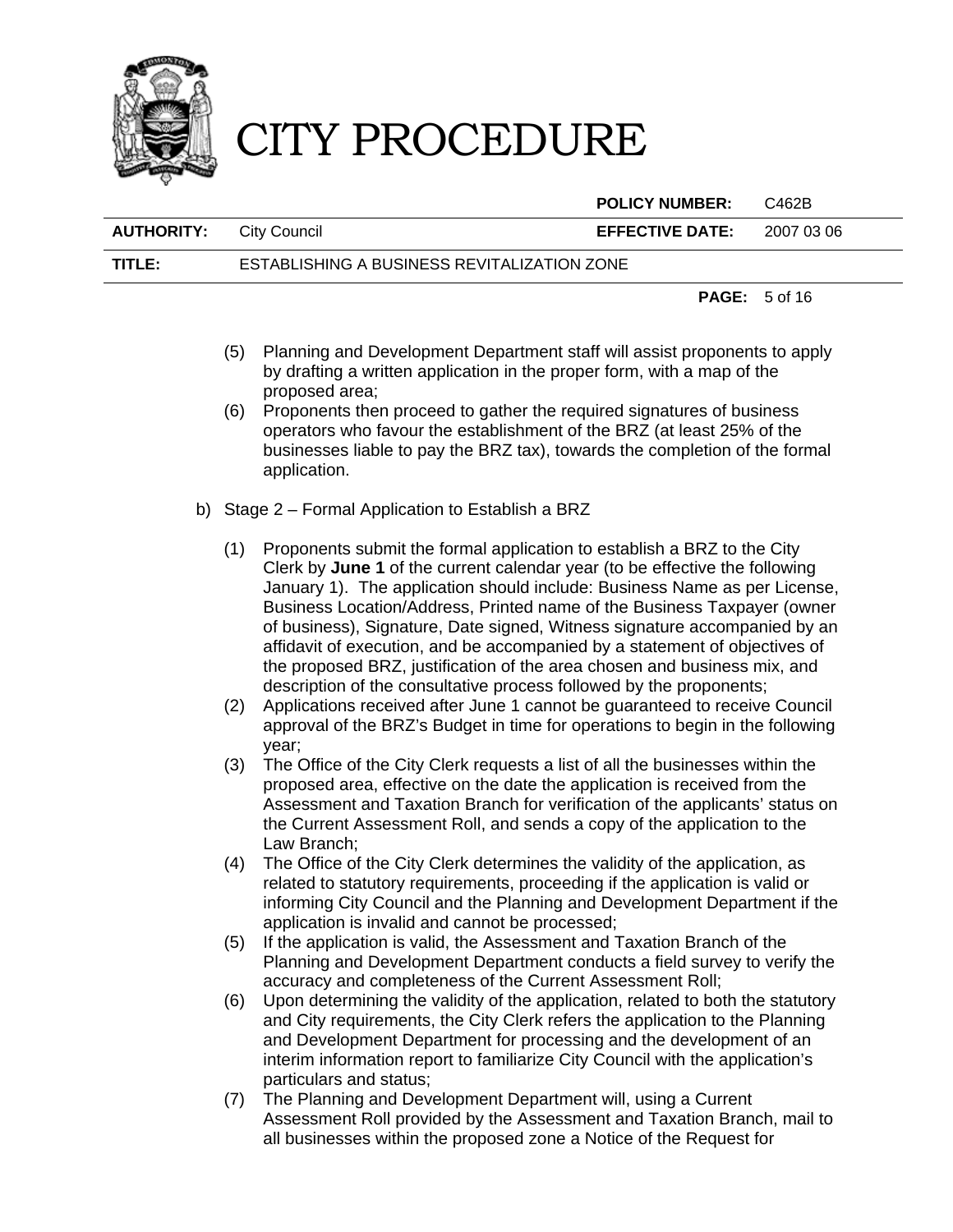(5) Planning and Development Department staff will assist proponents to apply by drafting a written application in the proper form, with a map of the proposed area;

(6) Proponents then proceed to gather the required signatures of business operators who favour the establishment of the BRZ (at least 25% of the businesses liable to pay the BRZ tax), towards the completion of the formal application.

b) Stage 2 – Formal Application to Establish a BRZ

(1) Proponents submit the formal application to establish a BRZ to the City Clerk by **June 1** of the current calendar year (to be effective the following January 1). The application should include: Business Name as per License, Business Location/Address, Printed name of the Business Taxpayer (owner of business), Signature, Date signed, Witness signature accompanied by an affidavit of execution, and be accompanied by a statement of objectives of the proposed BRZ, justification of the area chosen and business mix, and description of the consultative process followed by the proponents;

(2) Applications received after June 1 cannot be guaranteed to receive Council approval of the BRZ's Budget in time for operations to begin in the following year;

(3) The Office of the City Clerk requests a list of all the businesses within the proposed area, effective on the date the application is received from the Assessment and Taxation Branch for verification of the applicants' status on the Current Assessment Roll, and sends a copy of the application to the Law Branch;

(4) The Office of the City Clerk determines the validity of the application, as related to statutory requirements, proceeding if the application is valid or informing City Council and the Planning and Development Department if the application is invalid and cannot be processed;

(5) If the application is valid, the Assessment and Taxation Branch of the Planning and Development Department conducts a field survey to verify the accuracy and completeness of the Current Assessment Roll;

(6) Upon determining the validity of the application, related to both the statutory and City requirements, the City Clerk refers the application to the Planning and Development Department for processing and the development of an interim information report to familiarize City Council with the application's particulars and status;

(7) The Planning and Development Department will, using a Current Assessment Roll provided by the Assessment and Taxation Branch, mail to all businesses within the proposed zone a Notice of the Request for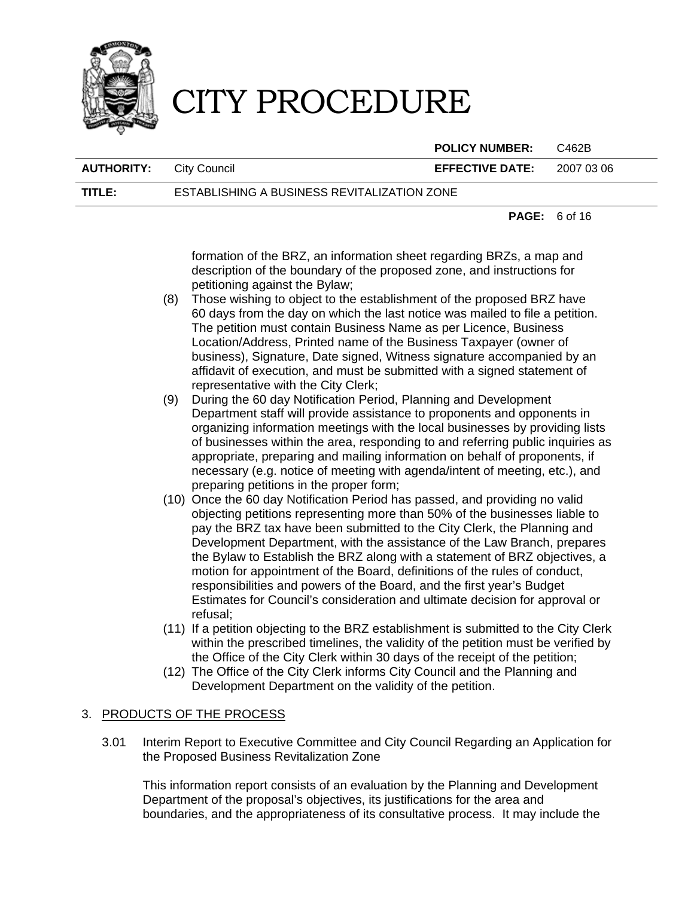formation of the BRZ, an information sheet regarding BRZs, a map and description of the boundary of the proposed zone, and instructions for petitioning against the Bylaw;

(8) Those wishing to object to the establishment of the proposed BRZ have 60 days from the day on which the last notice was mailed to file a petition. The petition must contain Business Name as per Licence, Business Location/Address, Printed name of the Business Taxpayer (owner of business), Signature, Date signed, Witness signature accompanied by an affidavit of execution, and must be submitted with a signed statement of representative with the City Clerk;

(9) During the 60 day Notification Period, Planning and Development Department staff will provide assistance to proponents and opponents in organizing information meetings with the local businesses by providing lists of businesses within the area, responding to and referring public inquiries as appropriate, preparing and mailing information on behalf of proponents, if necessary (e.g. notice of meeting with agenda/intent of meeting, etc.), and preparing petitions in the proper form;

(10) Once the 60 day Notification Period has passed, and providing no valid objecting petitions representing more than 50% of the businesses liable to pay the BRZ tax have been submitted to the City Clerk, the Planning and Development Department, with the assistance of the Law Branch, prepares the Bylaw to Establish the BRZ along with a statement of BRZ objectives, a motion for appointment of the Board, definitions of the rules of conduct, responsibilities and powers of the Board, and the first year's Budget Estimates for Council's consideration and ultimate decision for approval or refusal;

(11) If a petition objecting to the BRZ establishment is submitted to the City Clerk within the prescribed timelines, the validity of the petition must be verified by the Office of the City Clerk within 30 days of the receipt of the petition;

(12) The Office of the City Clerk informs City Council and the Planning and Development Department on the validity of the petition.

## 3. PRODUCTS OF THE PROCESS

### 3.01 Interim Report to Executive Committee and City Council Regarding an Application for the Proposed Business Revitalization Zone

This information report consists of an evaluation by the Planning and Development Department of the proposal's objectives, its justifications for the area and boundaries, and the appropriateness of its consultative process. It may include the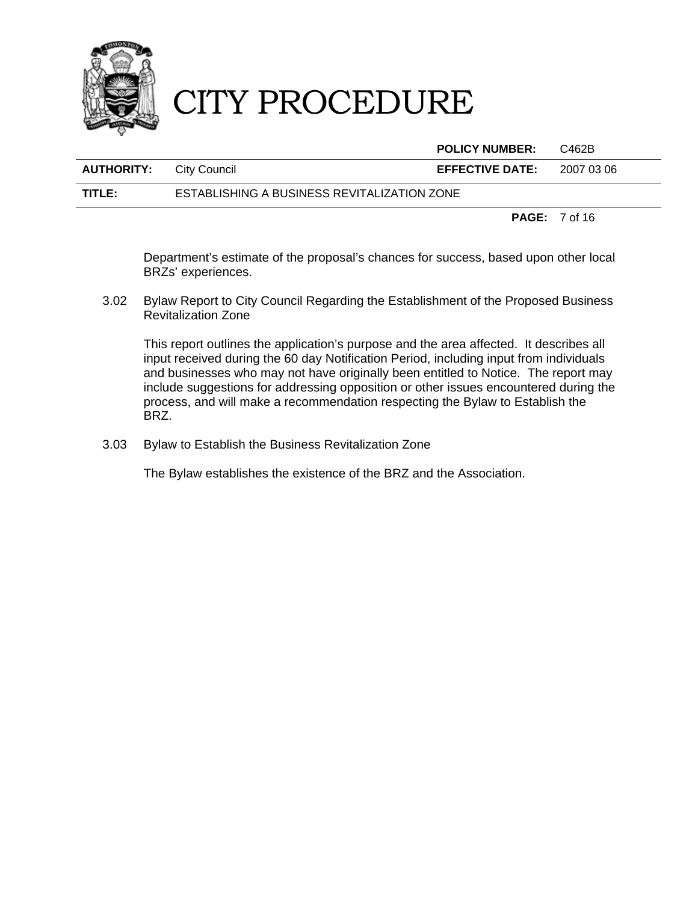Department's estimate of the proposal's chances for success, based upon other local BRZs' experiences.

3.02 Bylaw Report to City Council Regarding the Establishment of the Proposed Business Revitalization Zone

This report outlines the application's purpose and the area affected. It describes all input received during the 60 day Notification Period, including input from individuals and businesses who may not have originally been entitled to Notice. The report may include suggestions for addressing opposition or other issues encountered during the process, and will make a recommendation respecting the Bylaw to Establish the BRZ.

3.03 Bylaw to Establish the Business Revitalization Zone

The Bylaw establishes the existence of the BRZ and the Association.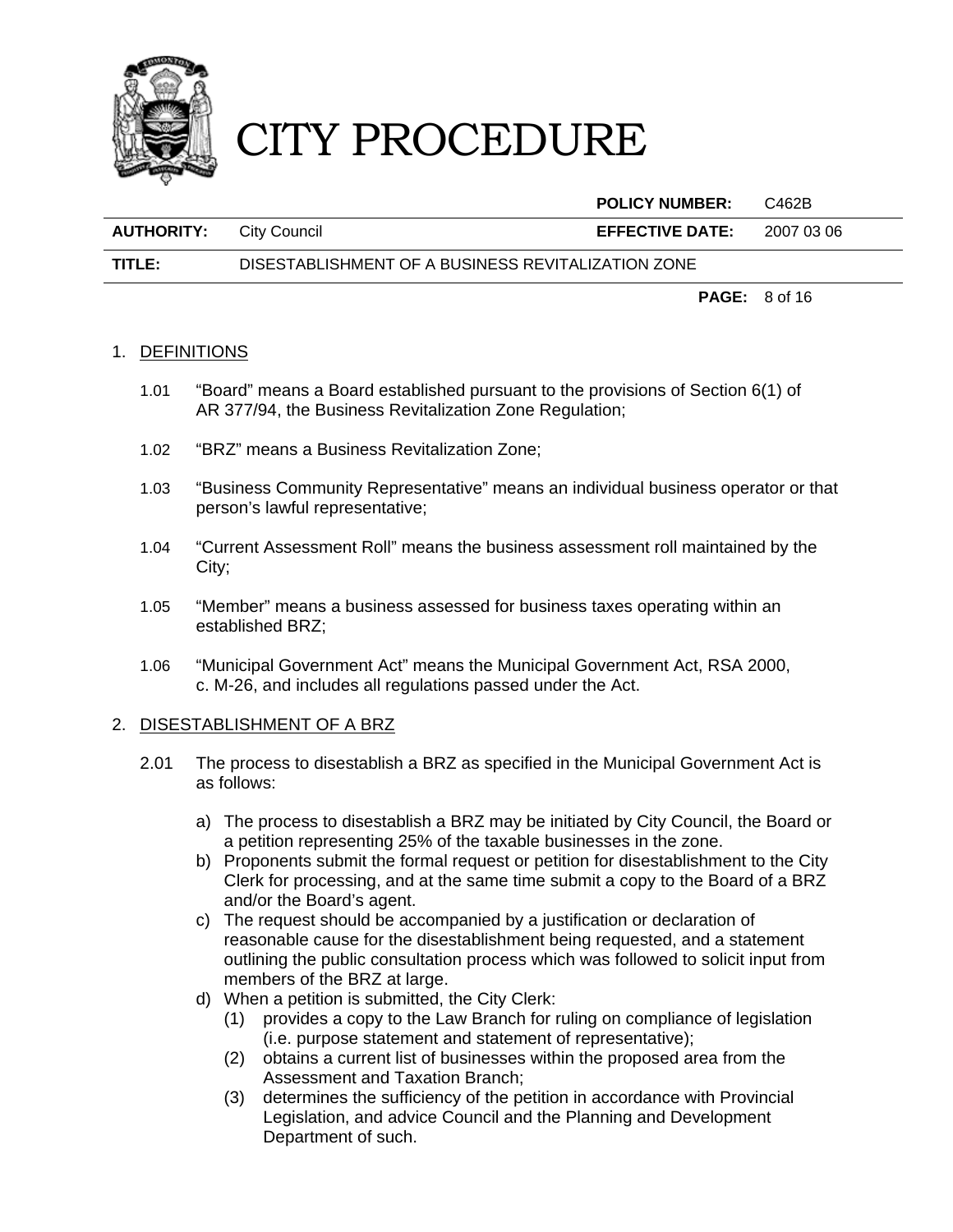# CITY PROCEDURE

| | | **POLICY NUMBER:** | C462B |
|---|---|---|---|
| **AUTHORITY:** | City Council | **EFFECTIVE DATE:** | 2007 03 06 |
| **TITLE:** | DISESTABLISHMENT OF A BUSINESS REVITALIZATION ZONE | | |

1. DEFINITIONS

   1.01 "Board" means a Board established pursuant to the provisions of Section 6(1) of AR 377/94, the Business Revitalization Zone Regulation;

   1.02 "BRZ" means a Business Revitalization Zone;

   1.03 "Business Community Representative" means an individual business operator or that person's lawful representative;

   1.04 "Current Assessment Roll" means the business assessment roll maintained by the City;

   1.05 "Member" means a business assessed for business taxes operating within an established BRZ;

   1.06 "Municipal Government Act" means the Municipal Government Act, RSA 2000, c. M-26, and includes all regulations passed under the Act.

2. DISESTABLISHMENT OF A BRZ

   2.01 The process to disestablish a BRZ as specified in the Municipal Government Act is as follows:

   a) The process to disestablish a BRZ may be initiated by City Council, the Board or a petition representing 25% of the taxable businesses in the zone.
   b) Proponents submit the formal request or petition for disestablishment to the City Clerk for processing, and at the same time submit a copy to the Board of a BRZ and/or the Board's agent.
   c) The request should be accompanied by a justification or declaration of reasonable cause for the disestablishment being requested, and a statement outlining the public consultation process which was followed to solicit input from members of the BRZ at large.
   d) When a petition is submitted, the City Clerk:
      (1) provides a copy to the Law Branch for ruling on compliance of legislation (i.e. purpose statement and statement of representative);
      (2) obtains a current list of businesses within the proposed area from the Assessment and Taxation Branch;
      (3) determines the sufficiency of the petition in accordance with Provincial Legislation, and advice Council and the Planning and Development Department of such.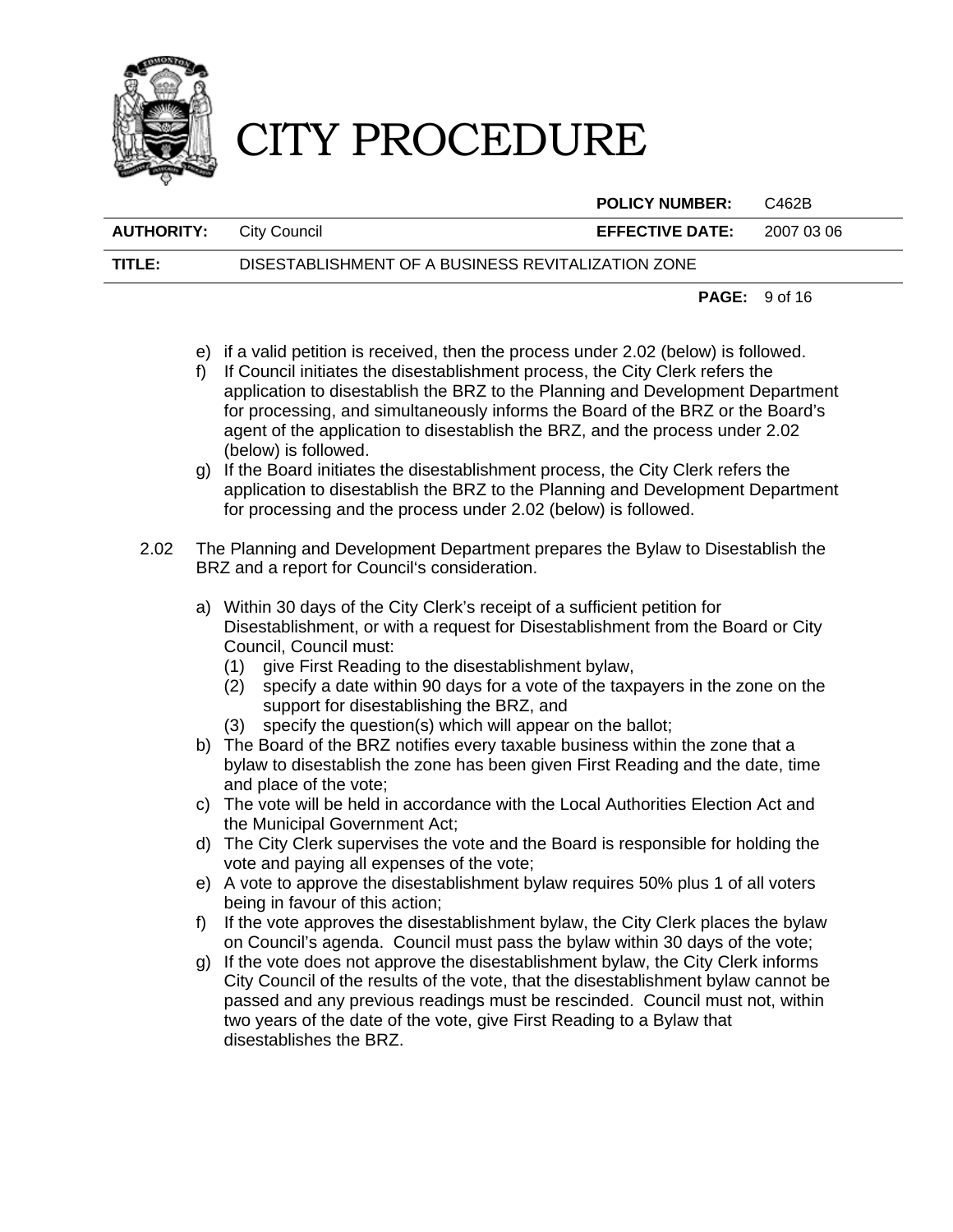e) if a valid petition is received, then the process under 2.02 (below) is followed.

f) If Council initiates the disestablishment process, the City Clerk refers the application to disestablish the BRZ to the Planning and Development Department for processing, and simultaneously informs the Board of the BRZ or the Board's agent of the application to disestablish the BRZ, and the process under 2.02 (below) is followed.

g) If the Board initiates the disestablishment process, the City Clerk refers the application to disestablish the BRZ to the Planning and Development Department for processing and the process under 2.02 (below) is followed.

2.02 The Planning and Development Department prepares the Bylaw to Disestablish the BRZ and a report for Council's consideration.

a) Within 30 days of the City Clerk's receipt of a sufficient petition for Disestablishment, or with a request for Disestablishment from the Board or City Council, Council must:
   (1) give First Reading to the disestablishment bylaw,
   (2) specify a date within 90 days for a vote of the taxpayers in the zone on the support for disestablishing the BRZ, and
   (3) specify the question(s) which will appear on the ballot;

b) The Board of the BRZ notifies every taxable business within the zone that a bylaw to disestablish the zone has been given First Reading and the date, time and place of the vote;

c) The vote will be held in accordance with the Local Authorities Election Act and the Municipal Government Act;

d) The City Clerk supervises the vote and the Board is responsible for holding the vote and paying all expenses of the vote;

e) A vote to approve the disestablishment bylaw requires 50% plus 1 of all voters being in favour of this action;

f) If the vote approves the disestablishment bylaw, the City Clerk places the bylaw on Council's agenda. Council must pass the bylaw within 30 days of the vote;

g) If the vote does not approve the disestablishment bylaw, the City Clerk informs City Council of the results of the vote, that the disestablishment bylaw cannot be passed and any previous readings must be rescinded. Council must not, within two years of the date of the vote, give First Reading to a Bylaw that disestablishes the BRZ.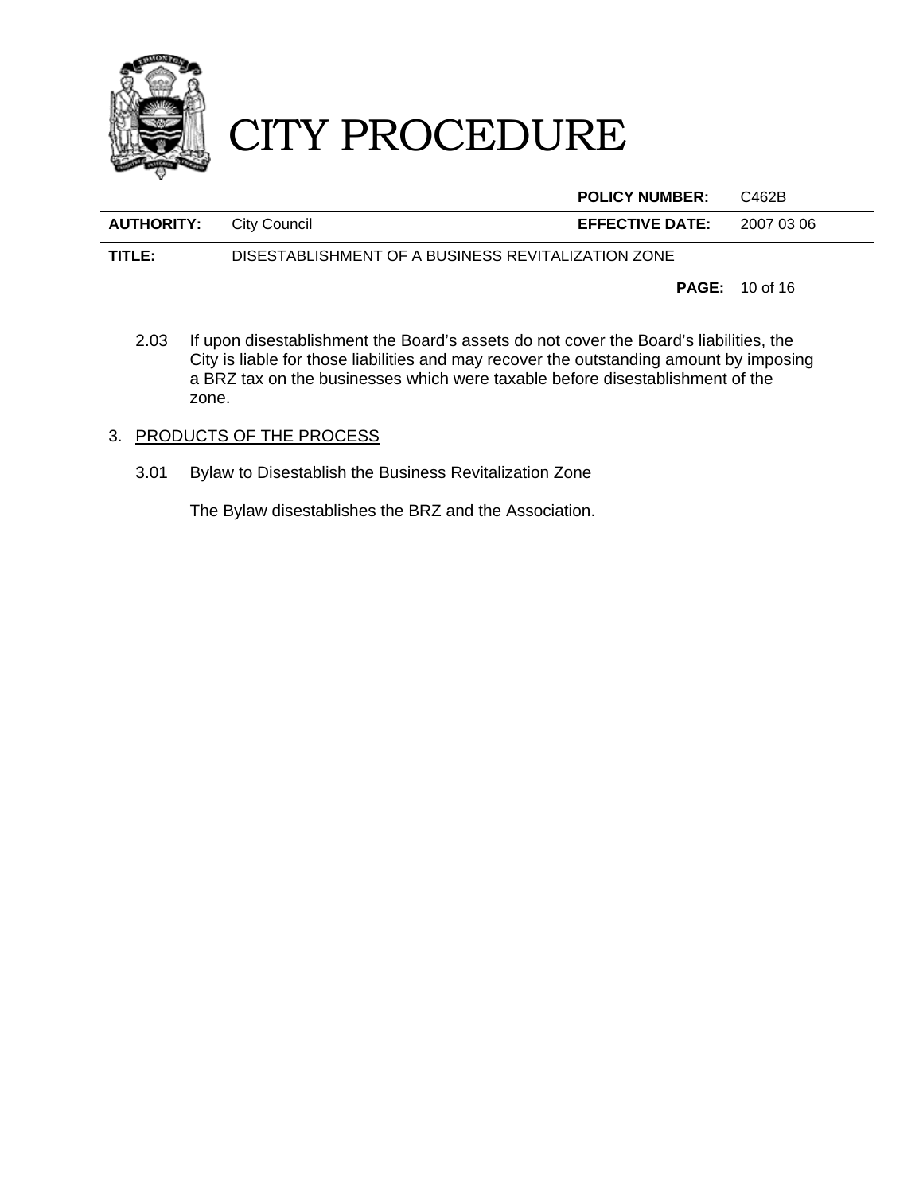2.03 If upon disestablishment the Board's assets do not cover the Board's liabilities, the City is liable for those liabilities and may recover the outstanding amount by imposing a BRZ tax on the businesses which were taxable before disestablishment of the zone.

3. PRODUCTS OF THE PROCESS

3.01 Bylaw to Disestablish the Business Revitalization Zone

The Bylaw disestablishes the BRZ and the Association.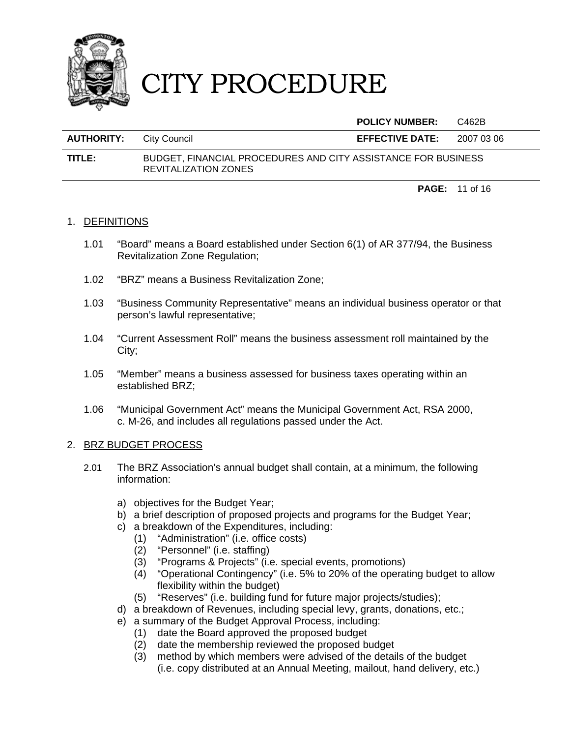1. DEFINITIONS

   1.01 "Board" means a Board established under Section 6(1) of AR 377/94, the Business Revitalization Zone Regulation;

   1.02 "BRZ" means a Business Revitalization Zone;

   1.03 "Business Community Representative" means an individual business operator or that person's lawful representative;

   1.04 "Current Assessment Roll" means the business assessment roll maintained by the City;

   1.05 "Member" means a business assessed for business taxes operating within an established BRZ;

   1.06 "Municipal Government Act" means the Municipal Government Act, RSA 2000, c. M-26, and includes all regulations passed under the Act.

2. BRZ BUDGET PROCESS

   2.01 The BRZ Association's annual budget shall contain, at a minimum, the following information:

   a) objectives for the Budget Year;
   b) a brief description of proposed projects and programs for the Budget Year;
   c) a breakdown of the Expenditures, including:
      (1) "Administration" (i.e. office costs)
      (2) "Personnel" (i.e. staffing)
      (3) "Programs & Projects" (i.e. special events, promotions)
      (4) "Operational Contingency" (i.e. 5% to 20% of the operating budget to allow flexibility within the budget)
      (5) "Reserves" (i.e. building fund for future major projects/studies);
   d) a breakdown of Revenues, including special levy, grants, donations, etc.;
   e) a summary of the Budget Approval Process, including:
      (1) date the Board approved the proposed budget
      (2) date the membership reviewed the proposed budget
      (3) method by which members were advised of the details of the budget (i.e. copy distributed at an Annual Meeting, mailout, hand delivery, etc.)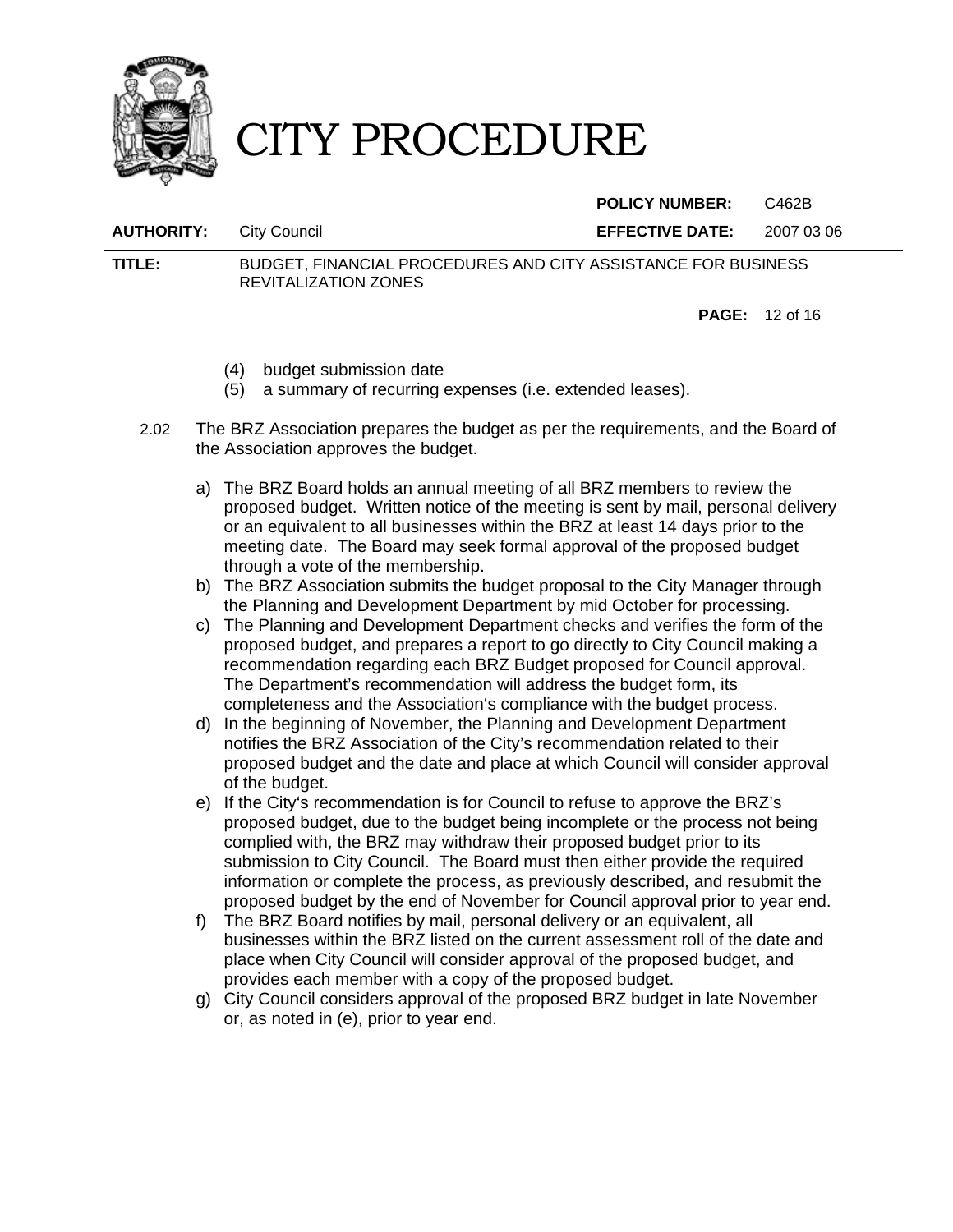(4) budget submission date
(5) a summary of recurring expenses (i.e. extended leases).

2.02 The BRZ Association prepares the budget as per the requirements, and the Board of the Association approves the budget.

a) The BRZ Board holds an annual meeting of all BRZ members to review the proposed budget. Written notice of the meeting is sent by mail, personal delivery or an equivalent to all businesses within the BRZ at least 14 days prior to the meeting date. The Board may seek formal approval of the proposed budget through a vote of the membership.
b) The BRZ Association submits the budget proposal to the City Manager through the Planning and Development Department by mid October for processing.
c) The Planning and Development Department checks and verifies the form of the proposed budget, and prepares a report to go directly to City Council making a recommendation regarding each BRZ Budget proposed for Council approval. The Department's recommendation will address the budget form, its completeness and the Association's compliance with the budget process.
d) In the beginning of November, the Planning and Development Department notifies the BRZ Association of the City's recommendation related to their proposed budget and the date and place at which Council will consider approval of the budget.
e) If the City's recommendation is for Council to refuse to approve the BRZ's proposed budget, due to the budget being incomplete or the process not being complied with, the BRZ may withdraw their proposed budget prior to its submission to City Council. The Board must then either provide the required information or complete the process, as previously described, and resubmit the proposed budget by the end of November for Council approval prior to year end.
f) The BRZ Board notifies by mail, personal delivery or an equivalent, all businesses within the BRZ listed on the current assessment roll of the date and place when City Council will consider approval of the proposed budget, and provides each member with a copy of the proposed budget.
g) City Council considers approval of the proposed BRZ budget in late November or, as noted in (e), prior to year end.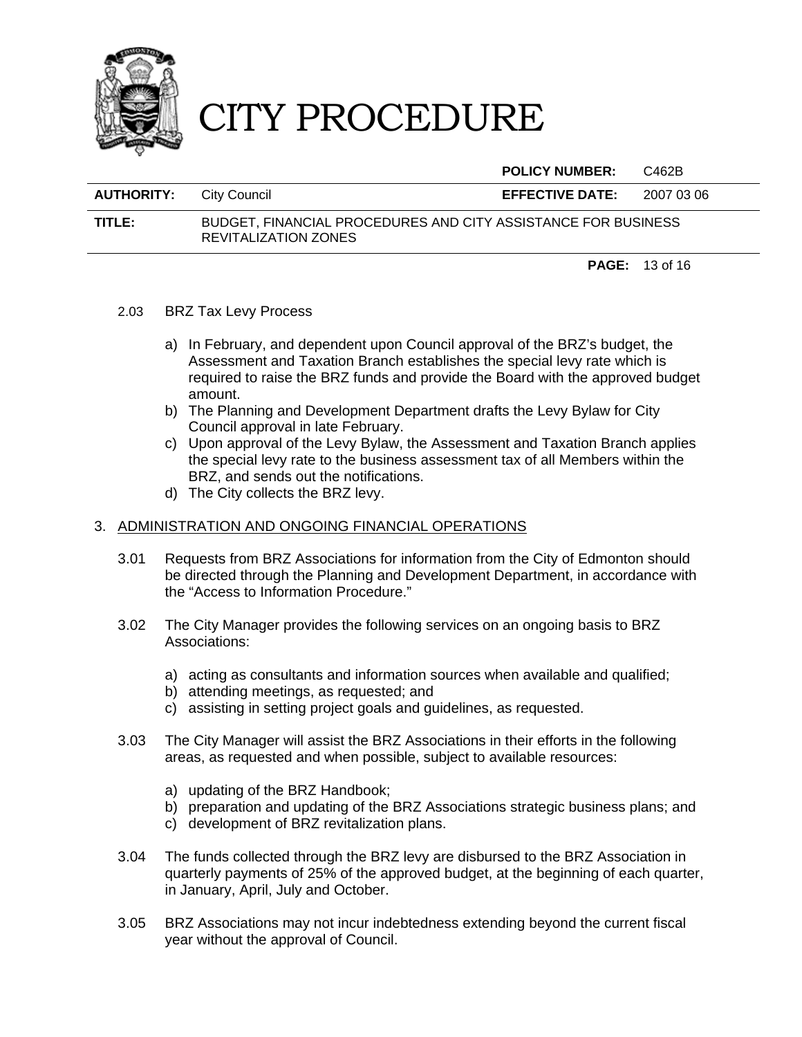2.03 BRZ Tax Levy Process

a) In February, and dependent upon Council approval of the BRZ's budget, the Assessment and Taxation Branch establishes the special levy rate which is required to raise the BRZ funds and provide the Board with the approved budget amount.
b) The Planning and Development Department drafts the Levy Bylaw for City Council approval in late February.
c) Upon approval of the Levy Bylaw, the Assessment and Taxation Branch applies the special levy rate to the business assessment tax of all Members within the BRZ, and sends out the notifications.
d) The City collects the BRZ levy.

## 3. ADMINISTRATION AND ONGOING FINANCIAL OPERATIONS

3.01 Requests from BRZ Associations for information from the City of Edmonton should be directed through the Planning and Development Department, in accordance with the "Access to Information Procedure."

3.02 The City Manager provides the following services on an ongoing basis to BRZ Associations:

a) acting as consultants and information sources when available and qualified;
b) attending meetings, as requested; and
c) assisting in setting project goals and guidelines, as requested.

3.03 The City Manager will assist the BRZ Associations in their efforts in the following areas, as requested and when possible, subject to available resources:

a) updating of the BRZ Handbook;
b) preparation and updating of the BRZ Associations strategic business plans; and
c) development of BRZ revitalization plans.

3.04 The funds collected through the BRZ levy are disbursed to the BRZ Association in quarterly payments of 25% of the approved budget, at the beginning of each quarter, in January, April, July and October.

3.05 BRZ Associations may not incur indebtedness extending beyond the current fiscal year without the approval of Council.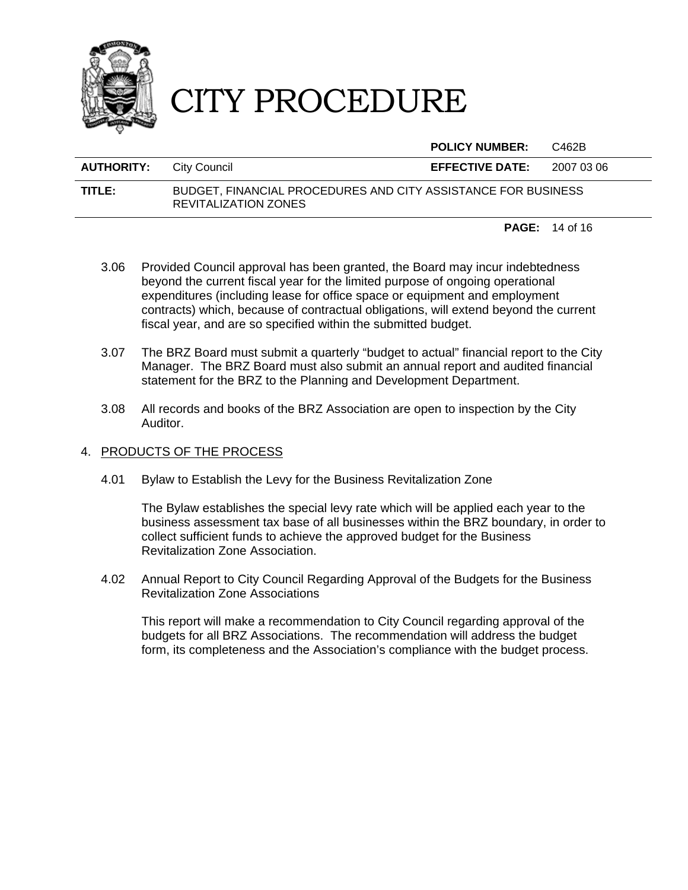3.06 Provided Council approval has been granted, the Board may incur indebtedness beyond the current fiscal year for the limited purpose of ongoing operational expenditures (including lease for office space or equipment and employment contracts) which, because of contractual obligations, will extend beyond the current fiscal year, and are so specified within the submitted budget.

3.07 The BRZ Board must submit a quarterly "budget to actual" financial report to the City Manager. The BRZ Board must also submit an annual report and audited financial statement for the BRZ to the Planning and Development Department.

3.08 All records and books of the BRZ Association are open to inspection by the City Auditor.

4. PRODUCTS OF THE PROCESS

4.01 Bylaw to Establish the Levy for the Business Revitalization Zone

The Bylaw establishes the special levy rate which will be applied each year to the business assessment tax base of all businesses within the BRZ boundary, in order to collect sufficient funds to achieve the approved budget for the Business Revitalization Zone Association.

4.02 Annual Report to City Council Regarding Approval of the Budgets for the Business Revitalization Zone Associations

This report will make a recommendation to City Council regarding approval of the budgets for all BRZ Associations. The recommendation will address the budget form, its completeness and the Association's compliance with the budget process.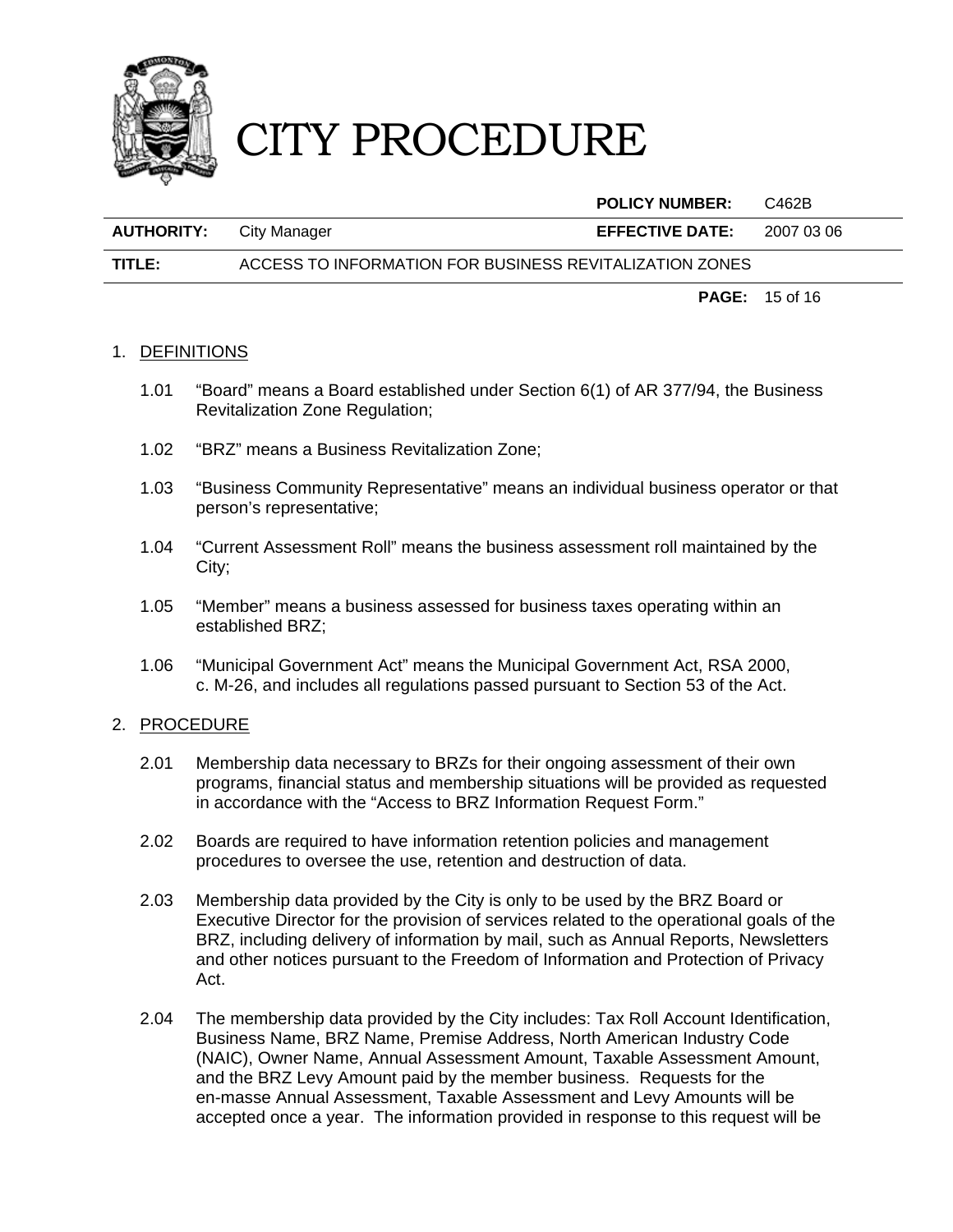# CITY PROCEDURE

| | | | |
|---|---|---|---|
| | | **POLICY NUMBER:** | C462B |
| **AUTHORITY:** | City Manager | **EFFECTIVE DATE:** | 2007 03 06 |
| **TITLE:** | ACCESS TO INFORMATION FOR BUSINESS REVITALIZATION ZONES | | |

1. DEFINITIONS

   1.01 "Board" means a Board established under Section 6(1) of AR 377/94, the Business Revitalization Zone Regulation;

   1.02 "BRZ" means a Business Revitalization Zone;

   1.03 "Business Community Representative" means an individual business operator or that person's representative;

   1.04 "Current Assessment Roll" means the business assessment roll maintained by the City;

   1.05 "Member" means a business assessed for business taxes operating within an established BRZ;

   1.06 "Municipal Government Act" means the Municipal Government Act, RSA 2000, c. M-26, and includes all regulations passed pursuant to Section 53 of the Act.

2. PROCEDURE

   2.01 Membership data necessary to BRZs for their ongoing assessment of their own programs, financial status and membership situations will be provided as requested in accordance with the "Access to BRZ Information Request Form."

   2.02 Boards are required to have information retention policies and management procedures to oversee the use, retention and destruction of data.

   2.03 Membership data provided by the City is only to be used by the BRZ Board or Executive Director for the provision of services related to the operational goals of the BRZ, including delivery of information by mail, such as Annual Reports, Newsletters and other notices pursuant to the Freedom of Information and Protection of Privacy Act.

   2.04 The membership data provided by the City includes: Tax Roll Account Identification, Business Name, BRZ Name, Premise Address, North American Industry Code (NAIC), Owner Name, Annual Assessment Amount, Taxable Assessment Amount, and the BRZ Levy Amount paid by the member business. Requests for the en-masse Annual Assessment, Taxable Assessment and Levy Amounts will be accepted once a year. The information provided in response to this request will be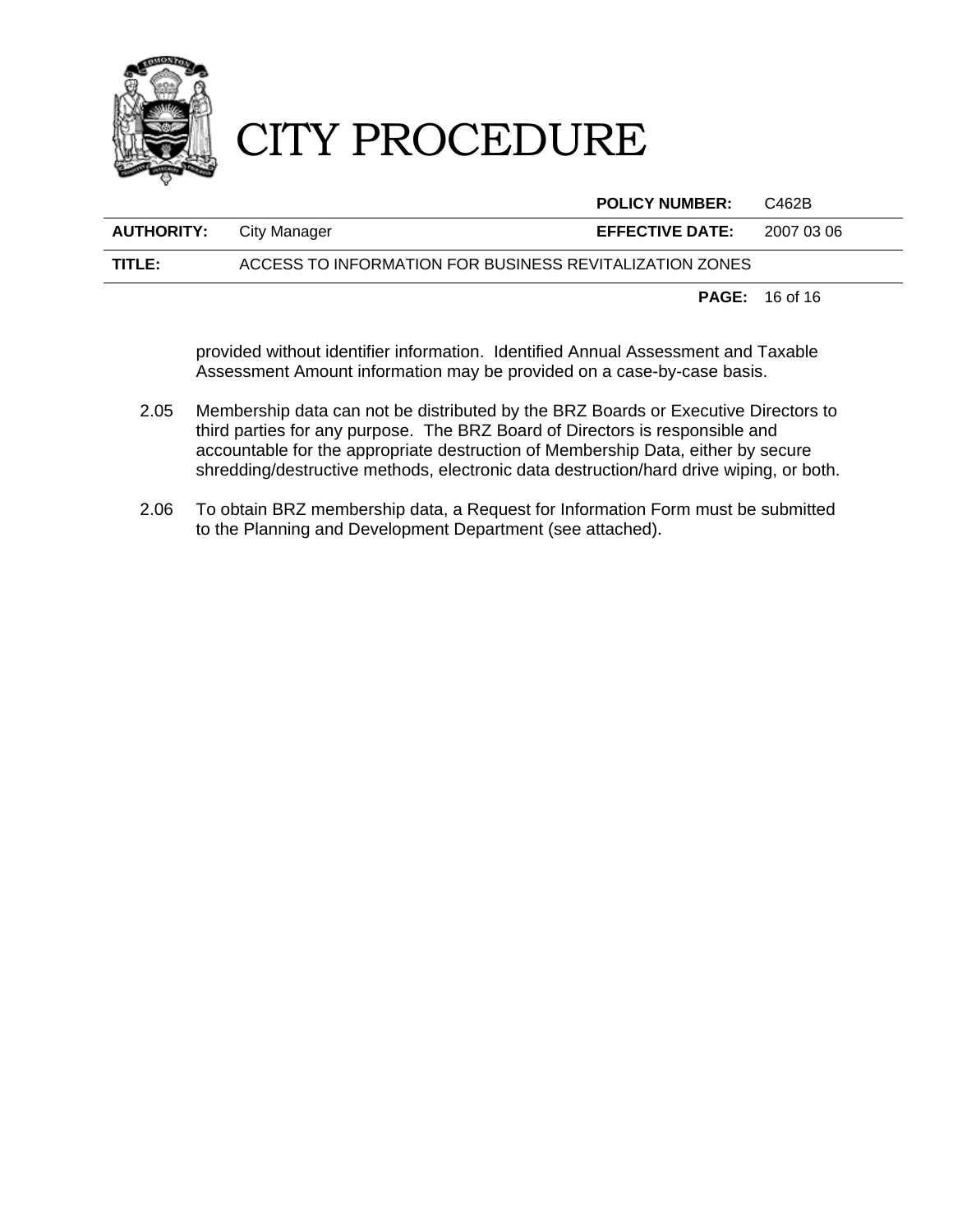provided without identifier information. Identified Annual Assessment and Taxable Assessment Amount information may be provided on a case-by-case basis.

2.05 Membership data can not be distributed by the BRZ Boards or Executive Directors to third parties for any purpose. The BRZ Board of Directors is responsible and accountable for the appropriate destruction of Membership Data, either by secure shredding/destructive methods, electronic data destruction/hard drive wiping, or both.

2.06 To obtain BRZ membership data, a Request for Information Form must be submitted to the Planning and Development Department (see attached).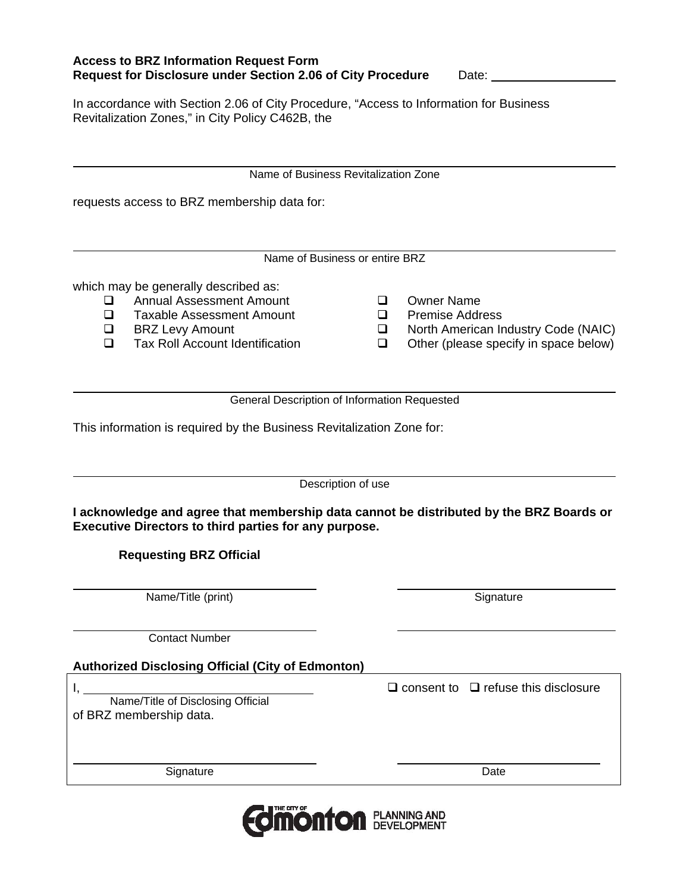**Access to BRZ Information Request Form**
**Request for Disclosure under Section 2.06 of City Procedure** Date: ____________

In accordance with Section 2.06 of City Procedure, "Access to Information for Business Revitalization Zones," in City Policy C462B, the

______________________________________________
Name of Business Revitalization Zone

requests access to BRZ membership data for:

______________________________________________
Name of Business or entire BRZ

which may be generally described as:

- ❑ Annual Assessment Amount
- ❑ Taxable Assessment Amount
- ❑ BRZ Levy Amount
- ❑ Tax Roll Account Identification
- ❑ Owner Name
- ❑ Premise Address
- ❑ North American Industry Code (NAIC)
- ❑ Other (please specify in space below)

______________________________________________
General Description of Information Requested

This information is required by the Business Revitalization Zone for:

______________________________________________
Description of use

**I acknowledge and agree that membership data cannot be distributed by the BRZ Boards or Executive Directors to third parties for any purpose.**

**Requesting BRZ Official**

______________________ ______________________
Name/Title (print) Signature

______________________ ______________________
Contact Number

**Authorized Disclosing Official (City of Edmonton)**

I, ______________________ ❑ consent to ❑ refuse this disclosure
Name/Title of Disclosing Official
of BRZ membership data.

______________________ ______________________
Signature Date

THE CITY OF Edmonton PLANNING AND DEVELOPMENT